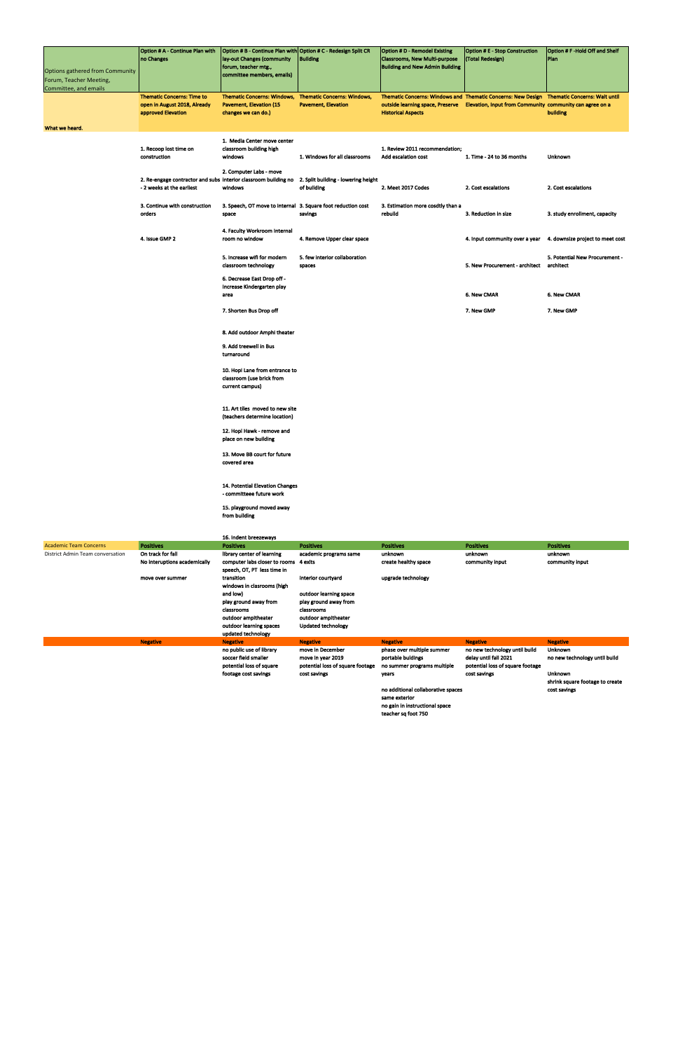| Options gathered from Community Forum, Teacher Meeting, Committee, and emails | Option # A - Continue Plan with no Changes | Option # B - Continue Plan with lay-out Changes (community forum, teacher mtg., committee members, emails) | Option # C - Redesign Split CR Building | Option # D - Remodel Existing Classrooms, New Multi-purpose Building and New Admin Building | Option # E - Stop Construction (Total Redesign) | Option # F -Hold Off and Shelf Plan |
|---|---|---|---|---|---|---|
| What we heard. | Thematic Concerns: Time to open in August 2018, Already approved Elevation | Thematic Concerns: Windows, Pavement, Elevation (15 changes we can do.) | Thematic Concerns: Windows, Pavement, Elevation | Thematic Concerns: Windows and outside learning space, Preserve Historical Aspects | Thematic Concerns: New Design Elevation, Input from Community | Thematic Concerns: Wait until community can agree on a building |
| | | 1. Media Center move center classroom building high windows | | | | |
| | 1. Recoop lost time on construction | | 1. Windows for all classrooms | 1. Review 2011 recommendation; Add escalation cost | 1. Time - 24 to 36 months | Unknown |
| | | 2. Computer Labs - move interior classroom building no windows | | | | |
| | 2. Re-engage contractor and subs - 2 weeks at the earliest | | 2. Split building - lowering height of building | 2. Meet 2017 Codes | 2. Cost escalations | 2. Cost escalations |
| | 3. Continue with construction orders | 3. Speech, OT move to internal space | 3. Square foot reduction cost savings | 3. Estimation more cosdtly than a rebuild | 3. Reduction in size | 3. study enrollment, capacity |
| | 4. Issue GMP 2 | 4. Faculty Workroom internal room no window | 4. Remove Upper clear space | | 4. Input community over a year | 4. downsize project to meet cost |
| | | 5. Increase wifi for modern classroom technology | 5. few interior collaboration spaces | | 5. New Procurement - architect | 5. Potential New Procurement - architect |
| | | 6. Decrease East Drop off - Increase Kindergarten play area | | | 6. New CMAR | 6. New CMAR |
| | | 7. Shorten Bus Drop off | | | 7. New GMP | 7. New GMP |
| | | 8. Add outdoor Amphi theater | | | | |
| | | 9. Add treewell in Bus turnaround | | | | |
| | | 10. Hopi Lane from entrance to classroom (use brick from current campus) | | | | |
| | | 11. Art tiles moved to new site (teachers determine location) | | | | |
| | | 12. Hopi Hawk - remove and place on new building | | | | |
| | | 13. Move BB court for future covered area | | | | |
| | | 14. Potential Elevation Changes - committeee future work | | | | |
| | | 15. playground moved away from building | | | | |
| | | 16. Indent breezeways | | | | |
| Academic Team Concerns | Positives | Positives | Positives | Positives | Positives | Positives |
| District Admin Team conversation | On track for fall<br>No interuptions academically<br><br>move over summer | library center of learning<br>computer labs closer to rooms<br>speech, OT, PT less time in transition<br>windows in clasrooms (high and low)<br>play ground away from classrooms<br>outdoor ampitheater<br>outdoor learning spaces<br>updated technology | academic programs same<br>4 exits<br><br>interior courtyard<br><br>outdoor learning space<br>play ground away from classrooms<br>outdoor ampitheater<br>Updated technology | unknown<br>create healthy space<br><br>upgrade technology | unknown<br>community input | unknown<br>community input |
| | Negative | Negative | Negative | Negative | Negative | Negative |
| | | no public use of library<br>soccer field smaller<br>potential loss of square footage cost savings | move in December<br>move in year 2019<br>potential loss of square footage cost savings | phase over multiple summer<br>portable buildings<br>no summer programs multiple years<br><br>no additional collaborative spaces<br>same exterior<br>no gain in instructional space<br>teacher sq foot 750 | no new technology until build<br>delay until fall 2021<br>potential loss of square footage cost savings | Unknown<br>no new technology until build<br><br>Unknown<br>shrink square footage to create cost savings |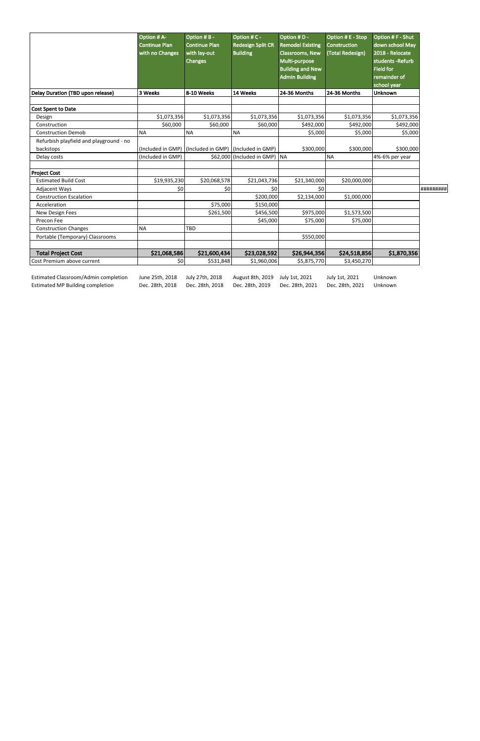| | Option # A- Continue Plan with no Changes | Option # B - Continue Plan with lay-out Changes | Option # C - Redesign Split CR Building | Option # D - Remodel Existing Classrooms, New Multi-purpose Building and New Admin Building | Option # E - Stop Construction (Total Redesign) | Option # F - Shut down school May 2018 - Relocate students -Refurb Field for remainder of school year | |
|---|---|---|---|---|---|---|---|
| **Delay Duration (TBD upon release)** | **3 Weeks** | **8-10 Weeks** | **14 Weeks** | **24-36 Months** | **24-36 Months** | **Unknown** | |
| | | | | | | | |
| **Cost Spent to Date** | | | | | | | |
| Design | $1,073,356 | $1,073,356 | $1,073,356 | $1,073,356 | $1,073,356 | $1,073,356 | |
| Construction | $60,000 | $60,000 | $60,000 | $492,000 | $492,000 | $492,000 | |
| Construction Demob | NA | NA | NA | $5,000 | $5,000 | $5,000 | |
| Refurbish playfield and playground - no backstops | (Included in GMP) | (Included in GMP) | (Included in GMP) | $300,000 | $300,000 | $300,000 | |
| Delay costs | (Included in GMP) | $62,000 | (Included in GMP) | NA | NA | 4%-6% per year | |
| | | | | | | | |
| **Project Cost** | | | | | | | |
| Estimated Build Cost | $19,935,230 | $20,068,578 | $21,043,736 | $21,340,000 | $20,000,000 | | |
| Adjacent Ways | $0 | $0 | $0 | $0 | | | ######### |
| Construction Escalation | | | $200,000 | $2,134,000 | $1,000,000 | | |
| Acceleration | | $75,000 | $150,000 | | | | |
| New Design Fees | | $261,500 | $456,500 | $975,000 | $1,573,500 | | |
| Precon Fee | | | $45,000 | $75,000 | $75,000 | | |
| Construction Changes | NA | TBD | | | | | |
| Portable (Temporary) Classrooms | | | | $550,000 | | | |
| | | | | | | | |
| **Total Project Cost** | **$21,068,586** | **$21,600,434** | **$23,028,592** | **$26,944,356** | **$24,518,856** | **$1,870,356** | |
| Cost Premium above current | $0 | $531,848 | $1,960,006 | $5,875,770 | $3,450,270 | | |

| | | | | | | |
|---|---|---|---|---|---|---|
| Estimated Classroom/Admin completion | June 25th, 2018 | July 27th, 2018 | August 8th, 2019 | July 1st, 2021 | July 1st, 2021 | Unknown |
| Estimated MP Building completion | Dec. 28th, 2018 | Dec. 28th, 2018 | Dec. 28th, 2019 | Dec. 28th, 2021 | Dec. 28th, 2021 | Unknown |